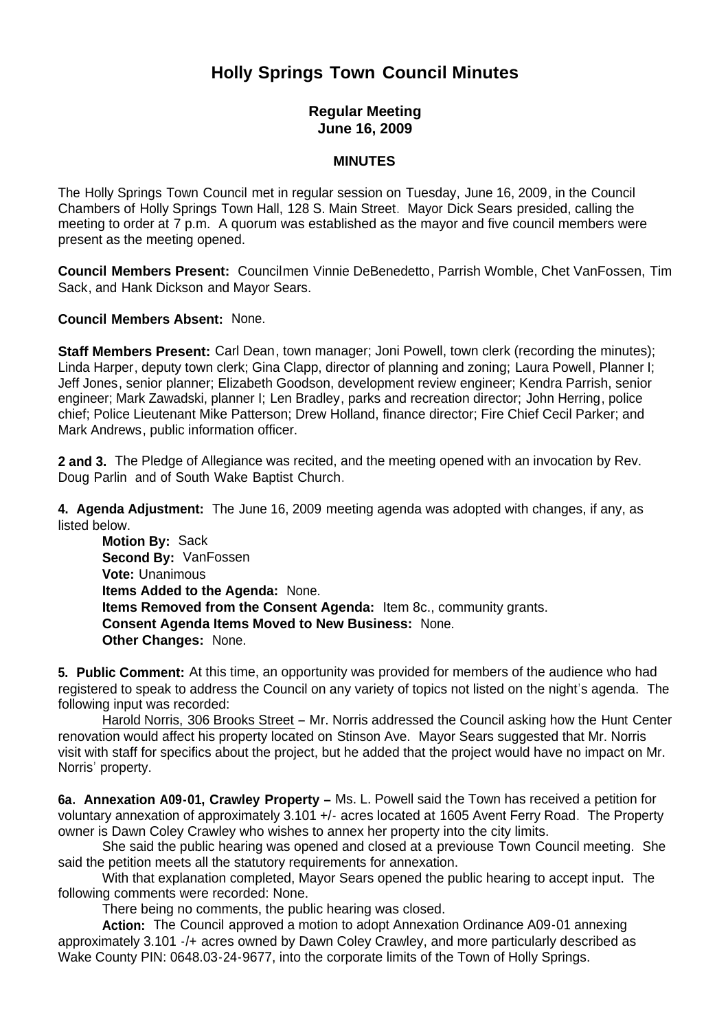# Holly Springs Town Council Minutes

## Regular Meeting
## June 16, 2009

### MINUTES

The Holly Springs Town Council met in regular session on Tuesday, June 16, 2009, in the Council Chambers of Holly Springs Town Hall, 128 S. Main Street. Mayor Dick Sears presided, calling the meeting to order at 7 p.m. A quorum was established as the mayor and five council members were present as the meeting opened.

**Council Members Present:** Councilmen Vinnie DeBenedetto, Parrish Womble, Chet VanFossen, Tim Sack, and Hank Dickson and Mayor Sears.

**Council Members Absent:** None.

**Staff Members Present:** Carl Dean, town manager; Joni Powell, town clerk (recording the minutes); Linda Harper, deputy town clerk; Gina Clapp, director of planning and zoning; Laura Powell, Planner I; Jeff Jones, senior planner; Elizabeth Goodson, development review engineer; Kendra Parrish, senior engineer; Mark Zawadski, planner I; Len Bradley, parks and recreation director; John Herring, police chief; Police Lieutenant Mike Patterson; Drew Holland, finance director; Fire Chief Cecil Parker; and Mark Andrews, public information officer.

**2 and 3.** The Pledge of Allegiance was recited, and the meeting opened with an invocation by Rev. Doug Parlin and of South Wake Baptist Church.

**4. Agenda Adjustment:** The June 16, 2009 meeting agenda was adopted with changes, if any, as listed below.

**Motion By:** Sack
**Second By:** VanFossen
**Vote:** Unanimous
**Items Added to the Agenda:** None.
**Items Removed from the Consent Agenda:** Item 8c., community grants.
**Consent Agenda Items Moved to New Business:** None.
**Other Changes:** None.

**5. Public Comment:** At this time, an opportunity was provided for members of the audience who had registered to speak to address the Council on any variety of topics not listed on the night's agenda. The following input was recorded:

Harold Norris, 306 Brooks Street – Mr. Norris addressed the Council asking how the Hunt Center renovation would affect his property located on Stinson Ave. Mayor Sears suggested that Mr. Norris visit with staff for specifics about the project, but he added that the project would have no impact on Mr. Norris' property.

**6a. Annexation A09-01, Crawley Property –** Ms. L. Powell said the Town has received a petition for voluntary annexation of approximately 3.101 +/- acres located at 1605 Avent Ferry Road. The Property owner is Dawn Coley Crawley who wishes to annex her property into the city limits.

She said the public hearing was opened and closed at a previouse Town Council meeting. She said the petition meets all the statutory requirements for annexation.

With that explanation completed, Mayor Sears opened the public hearing to accept input. The following comments were recorded: None.

There being no comments, the public hearing was closed.

**Action:** The Council approved a motion to adopt Annexation Ordinance A09-01 annexing approximately 3.101 -/+ acres owned by Dawn Coley Crawley, and more particularly described as Wake County PIN: 0648.03-24-9677, into the corporate limits of the Town of Holly Springs.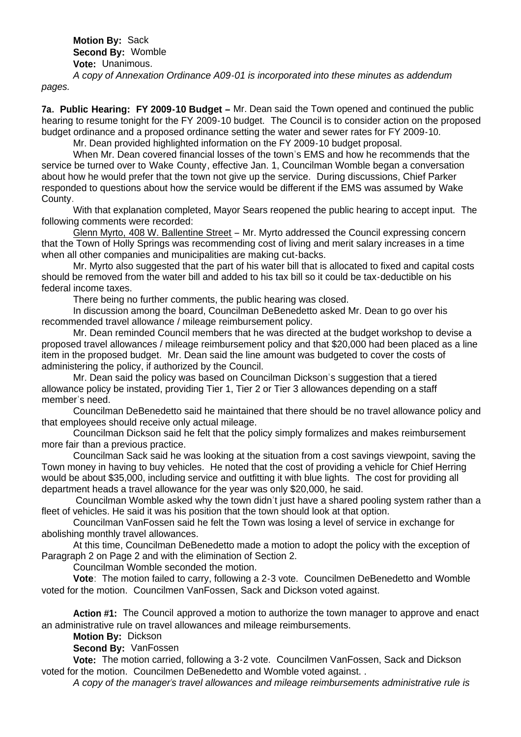**Motion By:** Sack
**Second By:** Womble
**Vote:** Unanimous.

*A copy of Annexation Ordinance A09-01 is incorporated into these minutes as addendum pages.*

**7a. Public Hearing: FY 2009-10 Budget –** Mr. Dean said the Town opened and continued the public hearing to resume tonight for the FY 2009-10 budget. The Council is to consider action on the proposed budget ordinance and a proposed ordinance setting the water and sewer rates for FY 2009-10.

Mr. Dean provided highlighted information on the FY 2009-10 budget proposal.

When Mr. Dean covered financial losses of the town's EMS and how he recommends that the service be turned over to Wake County, effective Jan. 1, Councilman Womble began a conversation about how he would prefer that the town not give up the service. During discussions, Chief Parker responded to questions about how the service would be different if the EMS was assumed by Wake County.

With that explanation completed, Mayor Sears reopened the public hearing to accept input. The following comments were recorded:

Glenn Myrto, 408 W. Ballentine Street – Mr. Myrto addressed the Council expressing concern that the Town of Holly Springs was recommending cost of living and merit salary increases in a time when all other companies and municipalities are making cut-backs.

Mr. Myrto also suggested that the part of his water bill that is allocated to fixed and capital costs should be removed from the water bill and added to his tax bill so it could be tax-deductible on his federal income taxes.

There being no further comments, the public hearing was closed.

In discussion among the board, Councilman DeBenedetto asked Mr. Dean to go over his recommended travel allowance / mileage reimbursement policy.

Mr. Dean reminded Council members that he was directed at the budget workshop to devise a proposed travel allowances / mileage reimbursement policy and that $20,000 had been placed as a line item in the proposed budget. Mr. Dean said the line amount was budgeted to cover the costs of administering the policy, if authorized by the Council.

Mr. Dean said the policy was based on Councilman Dickson's suggestion that a tiered allowance policy be instated, providing Tier 1, Tier 2 or Tier 3 allowances depending on a staff member's need.

Councilman DeBenedetto said he maintained that there should be no travel allowance policy and that employees should receive only actual mileage.

Councilman Dickson said he felt that the policy simply formalizes and makes reimbursement more fair than a previous practice.

Councilman Sack said he was looking at the situation from a cost savings viewpoint, saving the Town money in having to buy vehicles. He noted that the cost of providing a vehicle for Chief Herring would be about $35,000, including service and outfitting it with blue lights. The cost for providing all department heads a travel allowance for the year was only $20,000, he said.

Councilman Womble asked why the town didn't just have a shared pooling system rather than a fleet of vehicles. He said it was his position that the town should look at that option.

Councilman VanFossen said he felt the Town was losing a level of service in exchange for abolishing monthly travel allowances.

At this time, Councilman DeBenedetto made a motion to adopt the policy with the exception of Paragraph 2 on Page 2 and with the elimination of Section 2.

Councilman Womble seconded the motion.

**Vote**: The motion failed to carry, following a 2-3 vote. Councilmen DeBenedetto and Womble voted for the motion. Councilmen VanFossen, Sack and Dickson voted against.

**Action #1:** The Council approved a motion to authorize the town manager to approve and enact an administrative rule on travel allowances and mileage reimbursements.

**Motion By:** Dickson

**Second By:** VanFossen

**Vote:** The motion carried, following a 3-2 vote. Councilmen VanFossen, Sack and Dickson voted for the motion. Councilmen DeBenedetto and Womble voted against. .

*A copy of the manager's travel allowances and mileage reimbursements administrative rule is*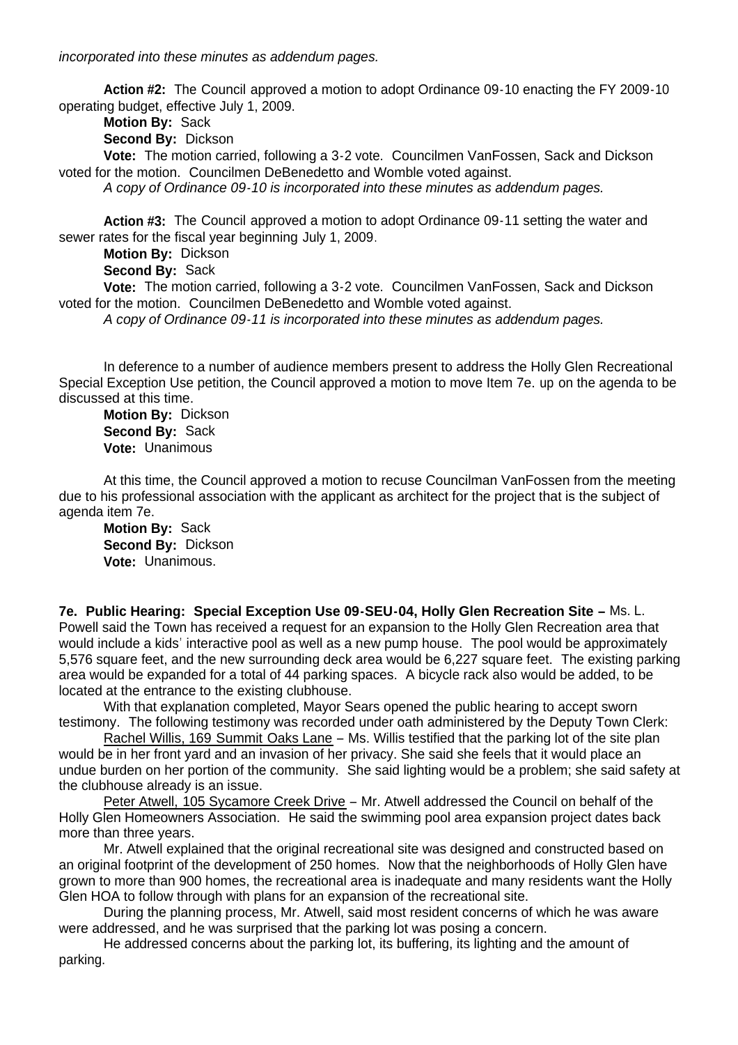*incorporated into these minutes as addendum pages.*

**Action #2:** The Council approved a motion to adopt Ordinance 09-10 enacting the FY 2009-10 operating budget, effective July 1, 2009.

**Motion By:** Sack
**Second By:** Dickson
**Vote:** The motion carried, following a 3-2 vote. Councilmen VanFossen, Sack and Dickson voted for the motion. Councilmen DeBenedetto and Womble voted against.

*A copy of Ordinance 09-10 is incorporated into these minutes as addendum pages.*

**Action #3:** The Council approved a motion to adopt Ordinance 09-11 setting the water and sewer rates for the fiscal year beginning July 1, 2009.

**Motion By:** Dickson
**Second By:** Sack
**Vote:** The motion carried, following a 3-2 vote. Councilmen VanFossen, Sack and Dickson voted for the motion. Councilmen DeBenedetto and Womble voted against.

*A copy of Ordinance 09-11 is incorporated into these minutes as addendum pages.*

In deference to a number of audience members present to address the Holly Glen Recreational Special Exception Use petition, the Council approved a motion to move Item 7e. up on the agenda to be discussed at this time.

**Motion By:** Dickson
**Second By:** Sack
**Vote:** Unanimous

At this time, the Council approved a motion to recuse Councilman VanFossen from the meeting due to his professional association with the applicant as architect for the project that is the subject of agenda item 7e.

**Motion By:** Sack
**Second By:** Dickson
**Vote:** Unanimous.

**7e. Public Hearing: Special Exception Use 09-SEU-04, Holly Glen Recreation Site –** Ms. L. Powell said the Town has received a request for an expansion to the Holly Glen Recreation area that would include a kids' interactive pool as well as a new pump house. The pool would be approximately 5,576 square feet, and the new surrounding deck area would be 6,227 square feet. The existing parking area would be expanded for a total of 44 parking spaces. A bicycle rack also would be added, to be located at the entrance to the existing clubhouse.

With that explanation completed, Mayor Sears opened the public hearing to accept sworn testimony. The following testimony was recorded under oath administered by the Deputy Town Clerk:

Rachel Willis, 169 Summit Oaks Lane – Ms. Willis testified that the parking lot of the site plan would be in her front yard and an invasion of her privacy. She said she feels that it would place an undue burden on her portion of the community. She said lighting would be a problem; she said safety at the clubhouse already is an issue.

Peter Atwell, 105 Sycamore Creek Drive – Mr. Atwell addressed the Council on behalf of the Holly Glen Homeowners Association. He said the swimming pool area expansion project dates back more than three years.

Mr. Atwell explained that the original recreational site was designed and constructed based on an original footprint of the development of 250 homes. Now that the neighborhoods of Holly Glen have grown to more than 900 homes, the recreational area is inadequate and many residents want the Holly Glen HOA to follow through with plans for an expansion of the recreational site.

During the planning process, Mr. Atwell, said most resident concerns of which he was aware were addressed, and he was surprised that the parking lot was posing a concern.

He addressed concerns about the parking lot, its buffering, its lighting and the amount of parking.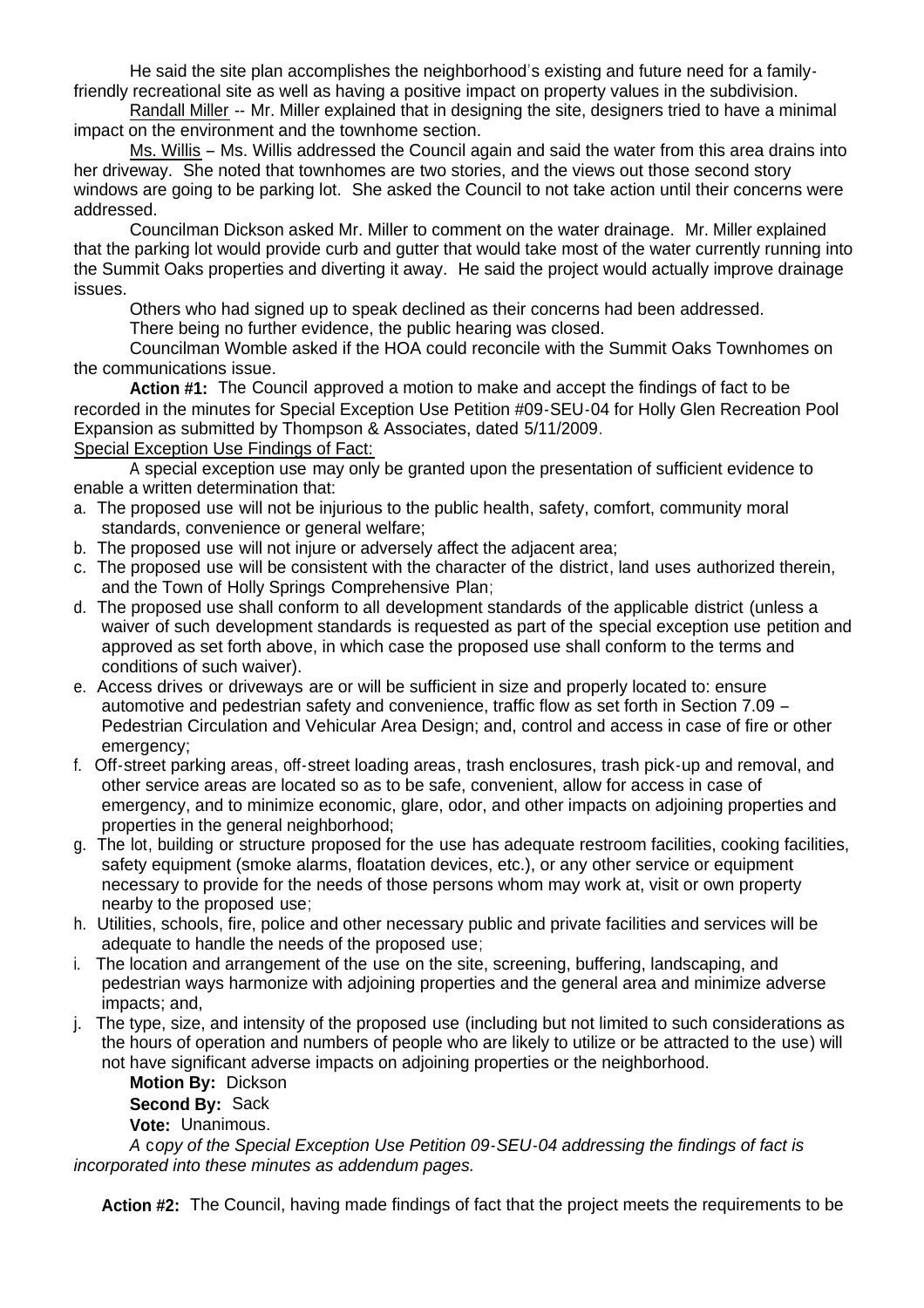He said the site plan accomplishes the neighborhood's existing and future need for a family-friendly recreational site as well as having a positive impact on property values in the subdivision.

Randall Miller -- Mr. Miller explained that in designing the site, designers tried to have a minimal impact on the environment and the townhome section.

Ms. Willis – Ms. Willis addressed the Council again and said the water from this area drains into her driveway. She noted that townhomes are two stories, and the views out those second story windows are going to be parking lot. She asked the Council to not take action until their concerns were addressed.

Councilman Dickson asked Mr. Miller to comment on the water drainage. Mr. Miller explained that the parking lot would provide curb and gutter that would take most of the water currently running into the Summit Oaks properties and diverting it away. He said the project would actually improve drainage issues.

Others who had signed up to speak declined as their concerns had been addressed.

There being no further evidence, the public hearing was closed.

Councilman Womble asked if the HOA could reconcile with the Summit Oaks Townhomes on the communications issue.

**Action #1:** The Council approved a motion to make and accept the findings of fact to be recorded in the minutes for Special Exception Use Petition #09-SEU-04 for Holly Glen Recreation Pool Expansion as submitted by Thompson & Associates, dated 5/11/2009.

Special Exception Use Findings of Fact:

A special exception use may only be granted upon the presentation of sufficient evidence to enable a written determination that:

a. The proposed use will not be injurious to the public health, safety, comfort, community moral standards, convenience or general welfare;
b. The proposed use will not injure or adversely affect the adjacent area;
c. The proposed use will be consistent with the character of the district, land uses authorized therein, and the Town of Holly Springs Comprehensive Plan;
d. The proposed use shall conform to all development standards of the applicable district (unless a waiver of such development standards is requested as part of the special exception use petition and approved as set forth above, in which case the proposed use shall conform to the terms and conditions of such waiver).
e. Access drives or driveways are or will be sufficient in size and properly located to: ensure automotive and pedestrian safety and convenience, traffic flow as set forth in Section 7.09 – Pedestrian Circulation and Vehicular Area Design; and, control and access in case of fire or other emergency;
f. Off-street parking areas, off-street loading areas, trash enclosures, trash pick-up and removal, and other service areas are located so as to be safe, convenient, allow for access in case of emergency, and to minimize economic, glare, odor, and other impacts on adjoining properties and properties in the general neighborhood;
g. The lot, building or structure proposed for the use has adequate restroom facilities, cooking facilities, safety equipment (smoke alarms, floatation devices, etc.), or any other service or equipment necessary to provide for the needs of those persons whom may work at, visit or own property nearby to the proposed use;
h. Utilities, schools, fire, police and other necessary public and private facilities and services will be adequate to handle the needs of the proposed use;
i. The location and arrangement of the use on the site, screening, buffering, landscaping, and pedestrian ways harmonize with adjoining properties and the general area and minimize adverse impacts; and,
j. The type, size, and intensity of the proposed use (including but not limited to such considerations as the hours of operation and numbers of people who are likely to utilize or be attracted to the use) will not have significant adverse impacts on adjoining properties or the neighborhood.

**Motion By:** Dickson
**Second By:** Sack
**Vote:** Unanimous.

*A copy of the Special Exception Use Petition 09-SEU-04 addressing the findings of fact is incorporated into these minutes as addendum pages.*

**Action #2:** The Council, having made findings of fact that the project meets the requirements to be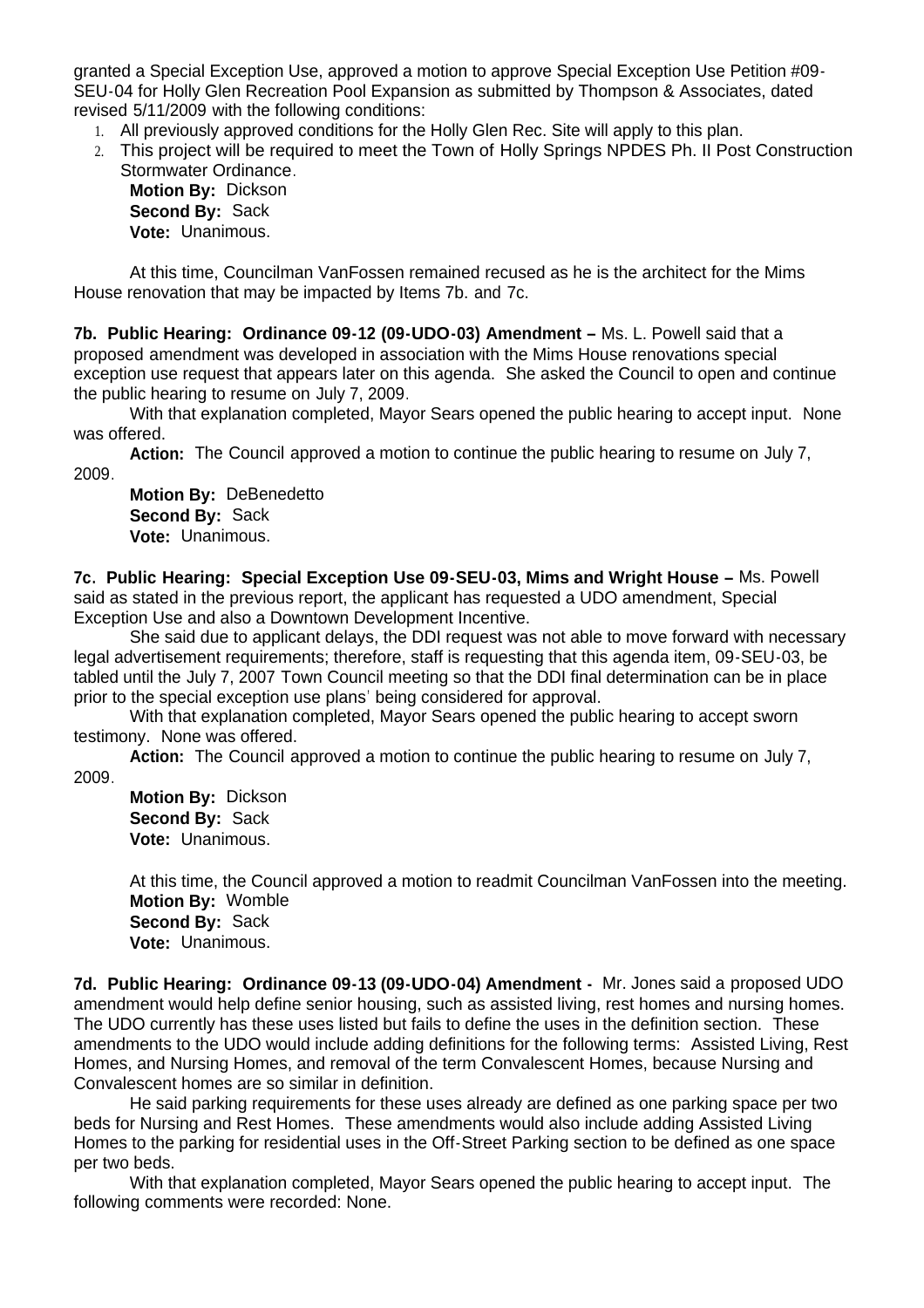granted a Special Exception Use, approved a motion to approve Special Exception Use Petition #09-SEU-04 for Holly Glen Recreation Pool Expansion as submitted by Thompson & Associates, dated revised 5/11/2009 with the following conditions:

1. All previously approved conditions for the Holly Glen Rec. Site will apply to this plan.
2. This project will be required to meet the Town of Holly Springs NPDES Ph. II Post Construction Stormwater Ordinance.

   **Motion By:** Dickson
   **Second By:** Sack
   **Vote:** Unanimous.

At this time, Councilman VanFossen remained recused as he is the architect for the Mims House renovation that may be impacted by Items 7b. and 7c.

**7b. Public Hearing: Ordinance 09-12 (09-UDO-03) Amendment –** Ms. L. Powell said that a proposed amendment was developed in association with the Mims House renovations special exception use request that appears later on this agenda. She asked the Council to open and continue the public hearing to resume on July 7, 2009.

With that explanation completed, Mayor Sears opened the public hearing to accept input. None was offered.

**Action:** The Council approved a motion to continue the public hearing to resume on July 7, 2009.

**Motion By:** DeBenedetto
**Second By:** Sack
**Vote:** Unanimous.

**7c. Public Hearing: Special Exception Use 09-SEU-03, Mims and Wright House –** Ms. Powell said as stated in the previous report, the applicant has requested a UDO amendment, Special Exception Use and also a Downtown Development Incentive.

She said due to applicant delays, the DDI request was not able to move forward with necessary legal advertisement requirements; therefore, staff is requesting that this agenda item, 09-SEU-03, be tabled until the July 7, 2007 Town Council meeting so that the DDI final determination can be in place prior to the special exception use plans' being considered for approval.

With that explanation completed, Mayor Sears opened the public hearing to accept sworn testimony. None was offered.

**Action:** The Council approved a motion to continue the public hearing to resume on July 7, 2009.

**Motion By:** Dickson
**Second By:** Sack
**Vote:** Unanimous.

At this time, the Council approved a motion to readmit Councilman VanFossen into the meeting.

**Motion By:** Womble
**Second By:** Sack
**Vote:** Unanimous.

**7d. Public Hearing: Ordinance 09-13 (09-UDO-04) Amendment -** Mr. Jones said a proposed UDO amendment would help define senior housing, such as assisted living, rest homes and nursing homes. The UDO currently has these uses listed but fails to define the uses in the definition section. These amendments to the UDO would include adding definitions for the following terms: Assisted Living, Rest Homes, and Nursing Homes, and removal of the term Convalescent Homes, because Nursing and Convalescent homes are so similar in definition.

He said parking requirements for these uses already are defined as one parking space per two beds for Nursing and Rest Homes. These amendments would also include adding Assisted Living Homes to the parking for residential uses in the Off-Street Parking section to be defined as one space per two beds.

With that explanation completed, Mayor Sears opened the public hearing to accept input. The following comments were recorded: None.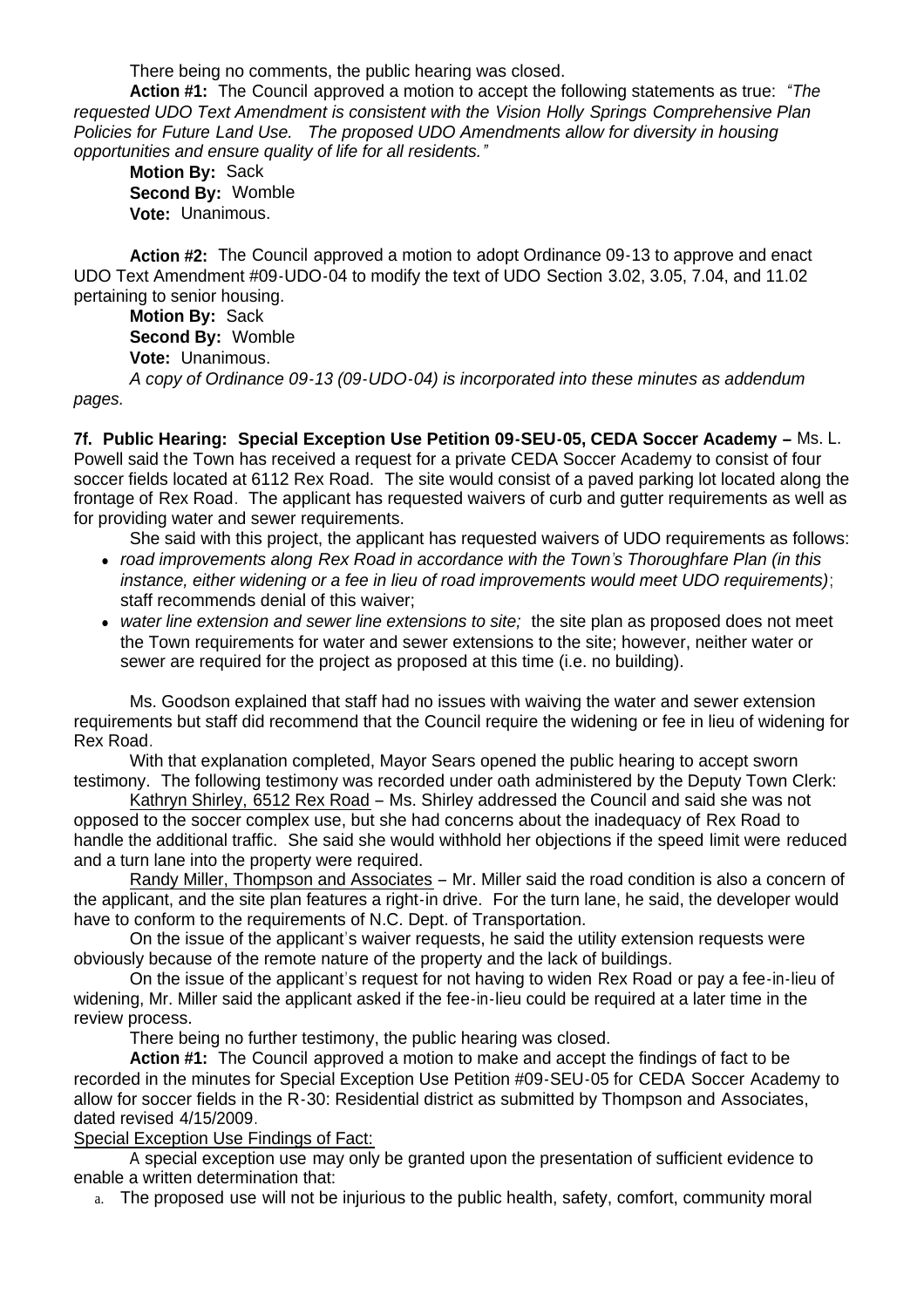There being no comments, the public hearing was closed.

**Action #1:** The Council approved a motion to accept the following statements as true: *"The requested UDO Text Amendment is consistent with the Vision Holly Springs Comprehensive Plan Policies for Future Land Use. The proposed UDO Amendments allow for diversity in housing opportunities and ensure quality of life for all residents."*

**Motion By:** Sack
**Second By:** Womble
**Vote:** Unanimous.

**Action #2:** The Council approved a motion to adopt Ordinance 09-13 to approve and enact UDO Text Amendment #09-UDO-04 to modify the text of UDO Section 3.02, 3.05, 7.04, and 11.02 pertaining to senior housing.

**Motion By:** Sack
**Second By:** Womble
**Vote:** Unanimous.

*A copy of Ordinance 09-13 (09-UDO-04) is incorporated into these minutes as addendum pages.*

**7f. Public Hearing: Special Exception Use Petition 09-SEU-05, CEDA Soccer Academy –** Ms. L. Powell said the Town has received a request for a private CEDA Soccer Academy to consist of four soccer fields located at 6112 Rex Road. The site would consist of a paved parking lot located along the frontage of Rex Road. The applicant has requested waivers of curb and gutter requirements as well as for providing water and sewer requirements.

She said with this project, the applicant has requested waivers of UDO requirements as follows:

- *road improvements along Rex Road in accordance with the Town's Thoroughfare Plan (in this instance, either widening or a fee in lieu of road improvements would meet UDO requirements)*; staff recommends denial of this waiver;
- *water line extension and sewer line extensions to site;* the site plan as proposed does not meet the Town requirements for water and sewer extensions to the site; however, neither water or sewer are required for the project as proposed at this time (i.e. no building).

Ms. Goodson explained that staff had no issues with waiving the water and sewer extension requirements but staff did recommend that the Council require the widening or fee in lieu of widening for Rex Road.

With that explanation completed, Mayor Sears opened the public hearing to accept sworn testimony. The following testimony was recorded under oath administered by the Deputy Town Clerk:

Kathryn Shirley, 6512 Rex Road – Ms. Shirley addressed the Council and said she was not opposed to the soccer complex use, but she had concerns about the inadequacy of Rex Road to handle the additional traffic. She said she would withhold her objections if the speed limit were reduced and a turn lane into the property were required.

Randy Miller, Thompson and Associates – Mr. Miller said the road condition is also a concern of the applicant, and the site plan features a right-in drive. For the turn lane, he said, the developer would have to conform to the requirements of N.C. Dept. of Transportation.

On the issue of the applicant's waiver requests, he said the utility extension requests were obviously because of the remote nature of the property and the lack of buildings.

On the issue of the applicant's request for not having to widen Rex Road or pay a fee-in-lieu of widening, Mr. Miller said the applicant asked if the fee-in-lieu could be required at a later time in the review process.

There being no further testimony, the public hearing was closed.

**Action #1:** The Council approved a motion to make and accept the findings of fact to be recorded in the minutes for Special Exception Use Petition #09-SEU-05 for CEDA Soccer Academy to allow for soccer fields in the R-30: Residential district as submitted by Thompson and Associates, dated revised 4/15/2009.

Special Exception Use Findings of Fact:

A special exception use may only be granted upon the presentation of sufficient evidence to enable a written determination that:

a. The proposed use will not be injurious to the public health, safety, comfort, community moral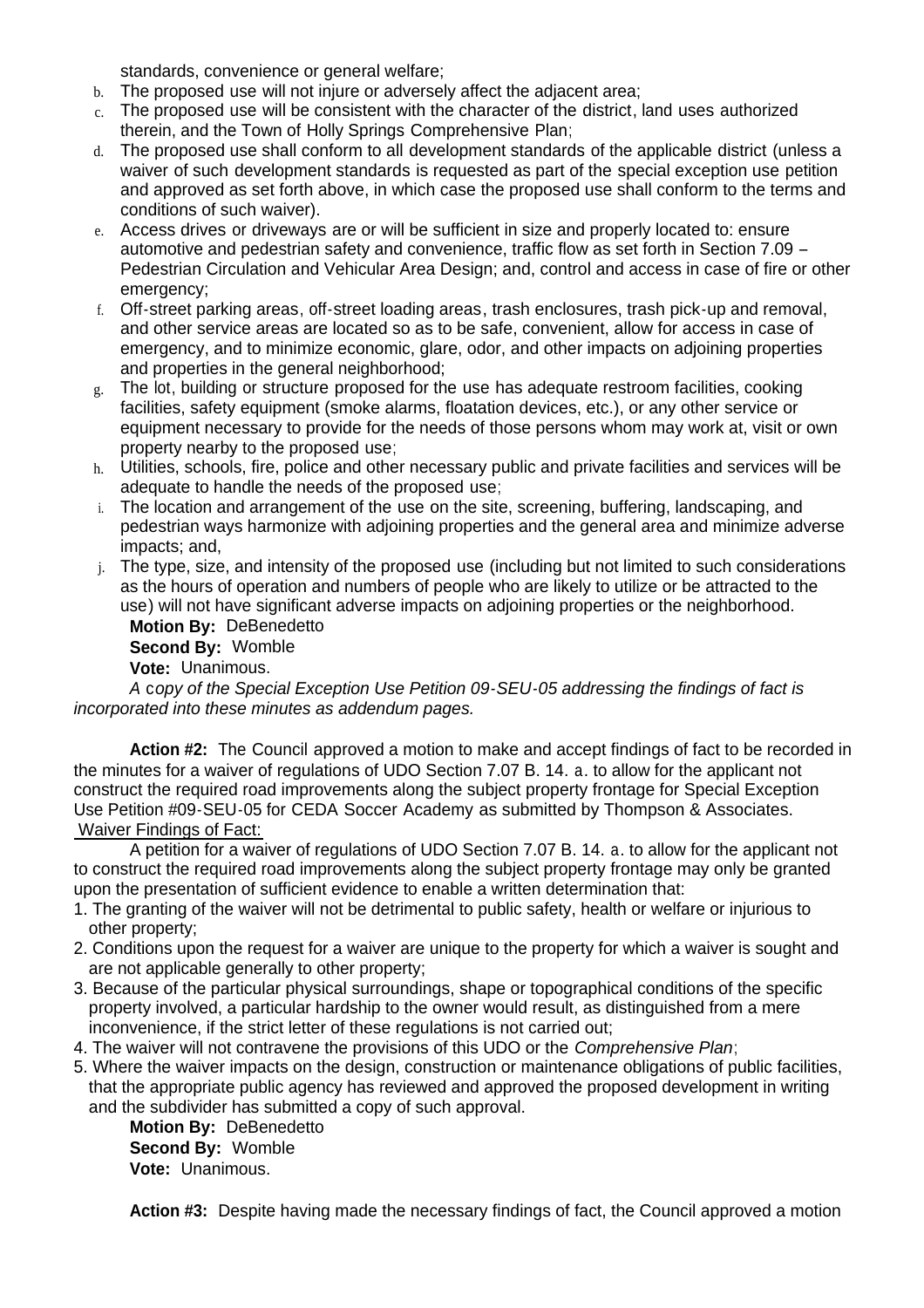standards, convenience or general welfare;

b. The proposed use will not injure or adversely affect the adjacent area;
c. The proposed use will be consistent with the character of the district, land uses authorized therein, and the Town of Holly Springs Comprehensive Plan;
d. The proposed use shall conform to all development standards of the applicable district (unless a waiver of such development standards is requested as part of the special exception use petition and approved as set forth above, in which case the proposed use shall conform to the terms and conditions of such waiver).
e. Access drives or driveways are or will be sufficient in size and properly located to: ensure automotive and pedestrian safety and convenience, traffic flow as set forth in Section 7.09 – Pedestrian Circulation and Vehicular Area Design; and, control and access in case of fire or other emergency;
f. Off-street parking areas, off-street loading areas, trash enclosures, trash pick-up and removal, and other service areas are located so as to be safe, convenient, allow for access in case of emergency, and to minimize economic, glare, odor, and other impacts on adjoining properties and properties in the general neighborhood;
g. The lot, building or structure proposed for the use has adequate restroom facilities, cooking facilities, safety equipment (smoke alarms, floatation devices, etc.), or any other service or equipment necessary to provide for the needs of those persons whom may work at, visit or own property nearby to the proposed use;
h. Utilities, schools, fire, police and other necessary public and private facilities and services will be adequate to handle the needs of the proposed use;
i. The location and arrangement of the use on the site, screening, buffering, landscaping, and pedestrian ways harmonize with adjoining properties and the general area and minimize adverse impacts; and,
j. The type, size, and intensity of the proposed use (including but not limited to such considerations as the hours of operation and numbers of people who are likely to utilize or be attracted to the use) will not have significant adverse impacts on adjoining properties or the neighborhood.

**Motion By:** DeBenedetto
**Second By:** Womble
**Vote:** Unanimous.

*A copy of the Special Exception Use Petition 09-SEU-05 addressing the findings of fact is incorporated into these minutes as addendum pages.*

**Action #2:** The Council approved a motion to make and accept findings of fact to be recorded in the minutes for a waiver of regulations of UDO Section 7.07 B. 14. a. to allow for the applicant not construct the required road improvements along the subject property frontage for Special Exception Use Petition #09-SEU-05 for CEDA Soccer Academy as submitted by Thompson & Associates.

Waiver Findings of Fact:

A petition for a waiver of regulations of UDO Section 7.07 B. 14. a. to allow for the applicant not to construct the required road improvements along the subject property frontage may only be granted upon the presentation of sufficient evidence to enable a written determination that:

1. The granting of the waiver will not be detrimental to public safety, health or welfare or injurious to other property;
2. Conditions upon the request for a waiver are unique to the property for which a waiver is sought and are not applicable generally to other property;
3. Because of the particular physical surroundings, shape or topographical conditions of the specific property involved, a particular hardship to the owner would result, as distinguished from a mere inconvenience, if the strict letter of these regulations is not carried out;
4. The waiver will not contravene the provisions of this UDO or the *Comprehensive Plan*;
5. Where the waiver impacts on the design, construction or maintenance obligations of public facilities, that the appropriate public agency has reviewed and approved the proposed development in writing and the subdivider has submitted a copy of such approval.

**Motion By:** DeBenedetto
**Second By:** Womble
**Vote:** Unanimous.

**Action #3:** Despite having made the necessary findings of fact, the Council approved a motion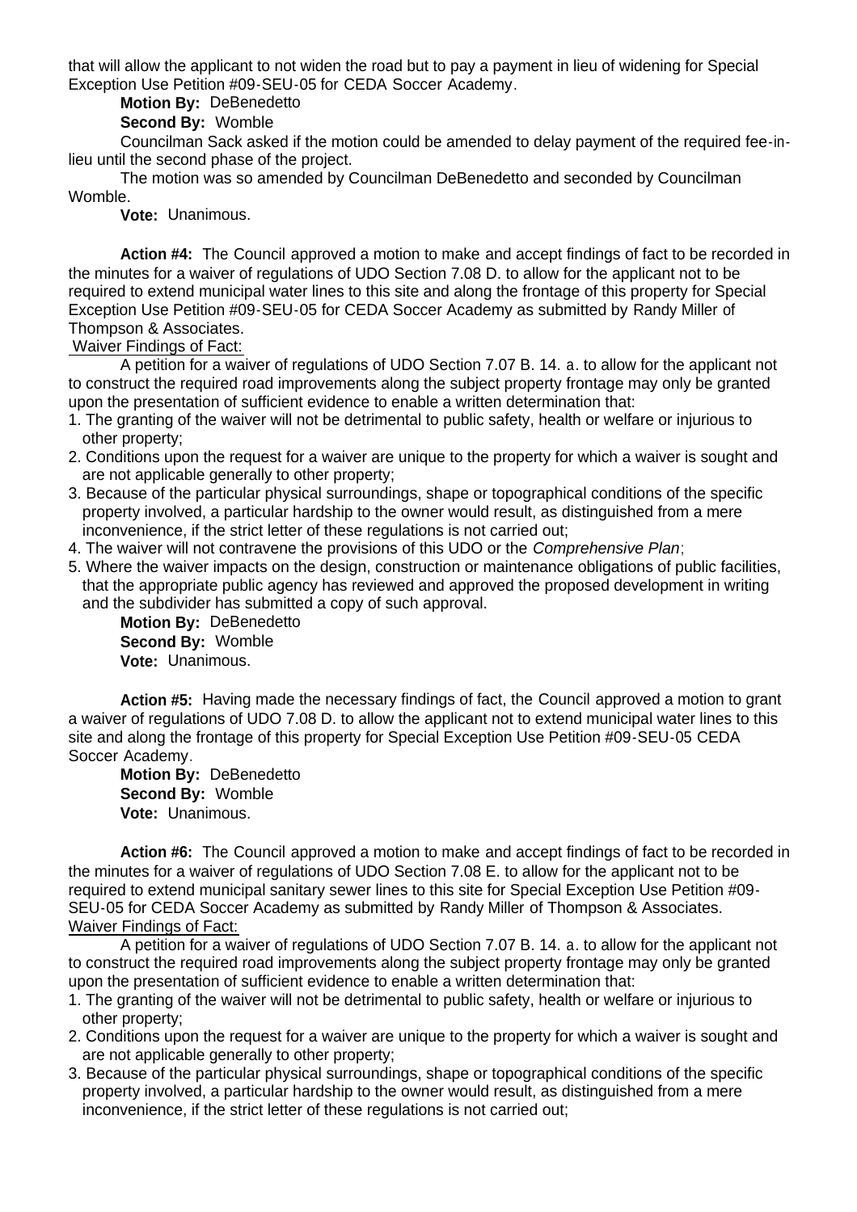that will allow the applicant to not widen the road but to pay a payment in lieu of widening for Special Exception Use Petition #09-SEU-05 for CEDA Soccer Academy.

**Motion By:** DeBenedetto
**Second By:** Womble

Councilman Sack asked if the motion could be amended to delay payment of the required fee-in-lieu until the second phase of the project.

The motion was so amended by Councilman DeBenedetto and seconded by Councilman Womble.

**Vote:** Unanimous.

**Action #4:** The Council approved a motion to make and accept findings of fact to be recorded in the minutes for a waiver of regulations of UDO Section 7.08 D. to allow for the applicant not to be required to extend municipal water lines to this site and along the frontage of this property for Special Exception Use Petition #09-SEU-05 for CEDA Soccer Academy as submitted by Randy Miller of Thompson & Associates.

Waiver Findings of Fact:

A petition for a waiver of regulations of UDO Section 7.07 B. 14. a. to allow for the applicant not to construct the required road improvements along the subject property frontage may only be granted upon the presentation of sufficient evidence to enable a written determination that:

1. The granting of the waiver will not be detrimental to public safety, health or welfare or injurious to other property;
2. Conditions upon the request for a waiver are unique to the property for which a waiver is sought and are not applicable generally to other property;
3. Because of the particular physical surroundings, shape or topographical conditions of the specific property involved, a particular hardship to the owner would result, as distinguished from a mere inconvenience, if the strict letter of these regulations is not carried out;
4. The waiver will not contravene the provisions of this UDO or the *Comprehensive Plan*;
5. Where the waiver impacts on the design, construction or maintenance obligations of public facilities, that the appropriate public agency has reviewed and approved the proposed development in writing and the subdivider has submitted a copy of such approval.

**Motion By:** DeBenedetto
**Second By:** Womble
**Vote:** Unanimous.

**Action #5:** Having made the necessary findings of fact, the Council approved a motion to grant a waiver of regulations of UDO 7.08 D. to allow the applicant not to extend municipal water lines to this site and along the frontage of this property for Special Exception Use Petition #09-SEU-05 CEDA Soccer Academy.

**Motion By:** DeBenedetto
**Second By:** Womble
**Vote:** Unanimous.

**Action #6:** The Council approved a motion to make and accept findings of fact to be recorded in the minutes for a waiver of regulations of UDO Section 7.08 E. to allow for the applicant not to be required to extend municipal sanitary sewer lines to this site for Special Exception Use Petition #09-SEU-05 for CEDA Soccer Academy as submitted by Randy Miller of Thompson & Associates.

Waiver Findings of Fact:

A petition for a waiver of regulations of UDO Section 7.07 B. 14. a. to allow for the applicant not to construct the required road improvements along the subject property frontage may only be granted upon the presentation of sufficient evidence to enable a written determination that:

1. The granting of the waiver will not be detrimental to public safety, health or welfare or injurious to other property;
2. Conditions upon the request for a waiver are unique to the property for which a waiver is sought and are not applicable generally to other property;
3. Because of the particular physical surroundings, shape or topographical conditions of the specific property involved, a particular hardship to the owner would result, as distinguished from a mere inconvenience, if the strict letter of these regulations is not carried out;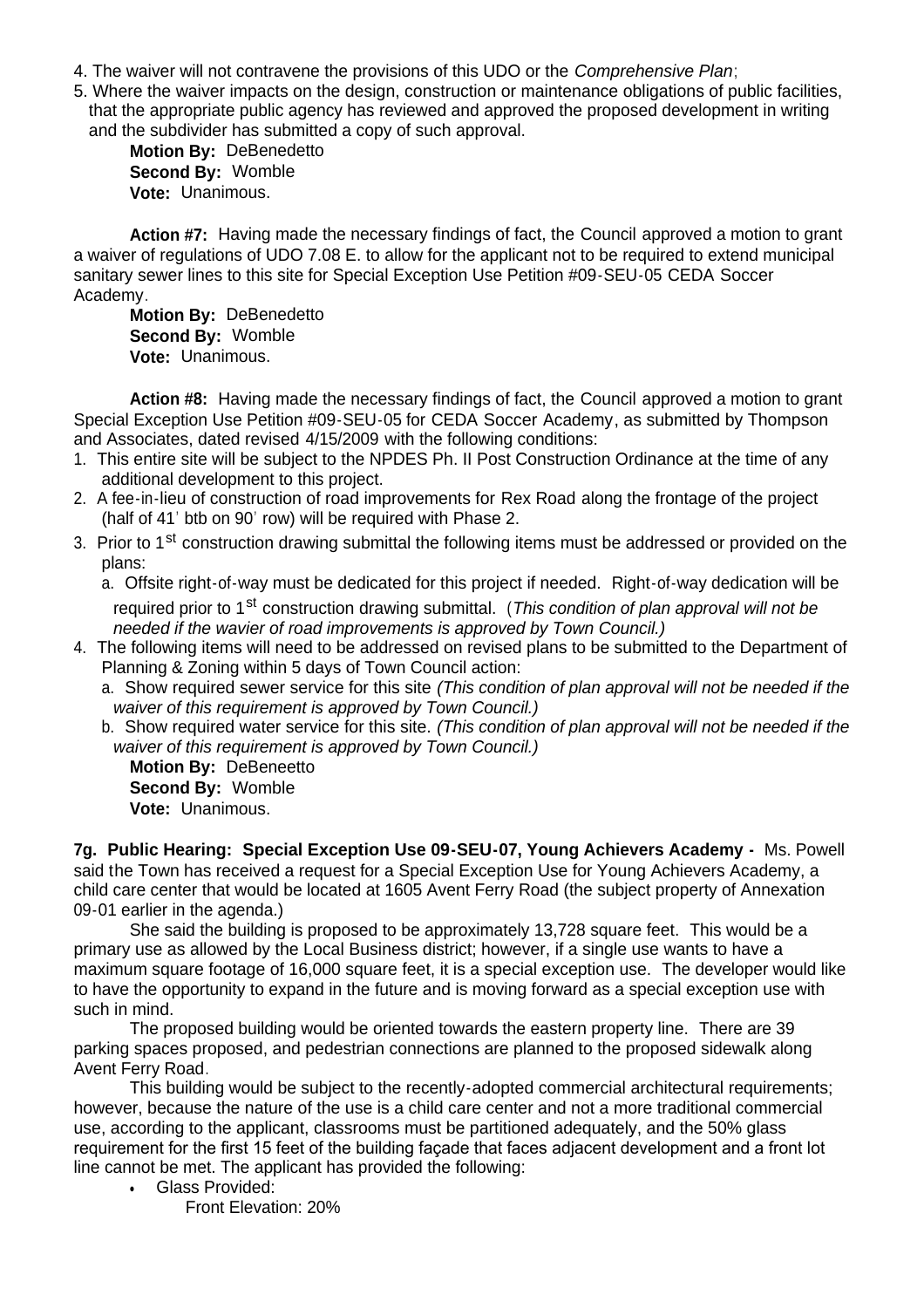4. The waiver will not contravene the provisions of this UDO or the *Comprehensive Plan*;
5. Where the waiver impacts on the design, construction or maintenance obligations of public facilities, that the appropriate public agency has reviewed and approved the proposed development in writing and the subdivider has submitted a copy of such approval.

**Motion By:** DeBenedetto
**Second By:** Womble
**Vote:** Unanimous.

**Action #7:** Having made the necessary findings of fact, the Council approved a motion to grant a waiver of regulations of UDO 7.08 E. to allow for the applicant not to be required to extend municipal sanitary sewer lines to this site for Special Exception Use Petition #09-SEU-05 CEDA Soccer Academy.

**Motion By:** DeBenedetto
**Second By:** Womble
**Vote:** Unanimous.

**Action #8:** Having made the necessary findings of fact, the Council approved a motion to grant Special Exception Use Petition #09-SEU-05 for CEDA Soccer Academy, as submitted by Thompson and Associates, dated revised 4/15/2009 with the following conditions:

1. This entire site will be subject to the NPDES Ph. II Post Construction Ordinance at the time of any additional development to this project.
2. A fee-in-lieu of construction of road improvements for Rex Road along the frontage of the project (half of 41' btb on 90' row) will be required with Phase 2.
3. Prior to 1st construction drawing submittal the following items must be addressed or provided on the plans:
   a. Offsite right-of-way must be dedicated for this project if needed. Right-of-way dedication will be required prior to 1st construction drawing submittal. (*This condition of plan approval will not be needed if the wavier of road improvements is approved by Town Council.)*
4. The following items will need to be addressed on revised plans to be submitted to the Department of Planning & Zoning within 5 days of Town Council action:
   a. Show required sewer service for this site *(This condition of plan approval will not be needed if the waiver of this requirement is approved by Town Council.)*
   b. Show required water service for this site. *(This condition of plan approval will not be needed if the waiver of this requirement is approved by Town Council.)*

**Motion By:** DeBeneetto
**Second By:** Womble
**Vote:** Unanimous.

**7g. Public Hearing: Special Exception Use 09-SEU-07, Young Achievers Academy -** Ms. Powell said the Town has received a request for a Special Exception Use for Young Achievers Academy, a child care center that would be located at 1605 Avent Ferry Road (the subject property of Annexation 09-01 earlier in the agenda.)

She said the building is proposed to be approximately 13,728 square feet. This would be a primary use as allowed by the Local Business district; however, if a single use wants to have a maximum square footage of 16,000 square feet, it is a special exception use. The developer would like to have the opportunity to expand in the future and is moving forward as a special exception use with such in mind.

The proposed building would be oriented towards the eastern property line. There are 39 parking spaces proposed, and pedestrian connections are planned to the proposed sidewalk along Avent Ferry Road.

This building would be subject to the recently-adopted commercial architectural requirements; however, because the nature of the use is a child care center and not a more traditional commercial use, according to the applicant, classrooms must be partitioned adequately, and the 50% glass requirement for the first 15 feet of the building façade that faces adjacent development and a front lot line cannot be met. The applicant has provided the following:

- Glass Provided:
  - Front Elevation: 20%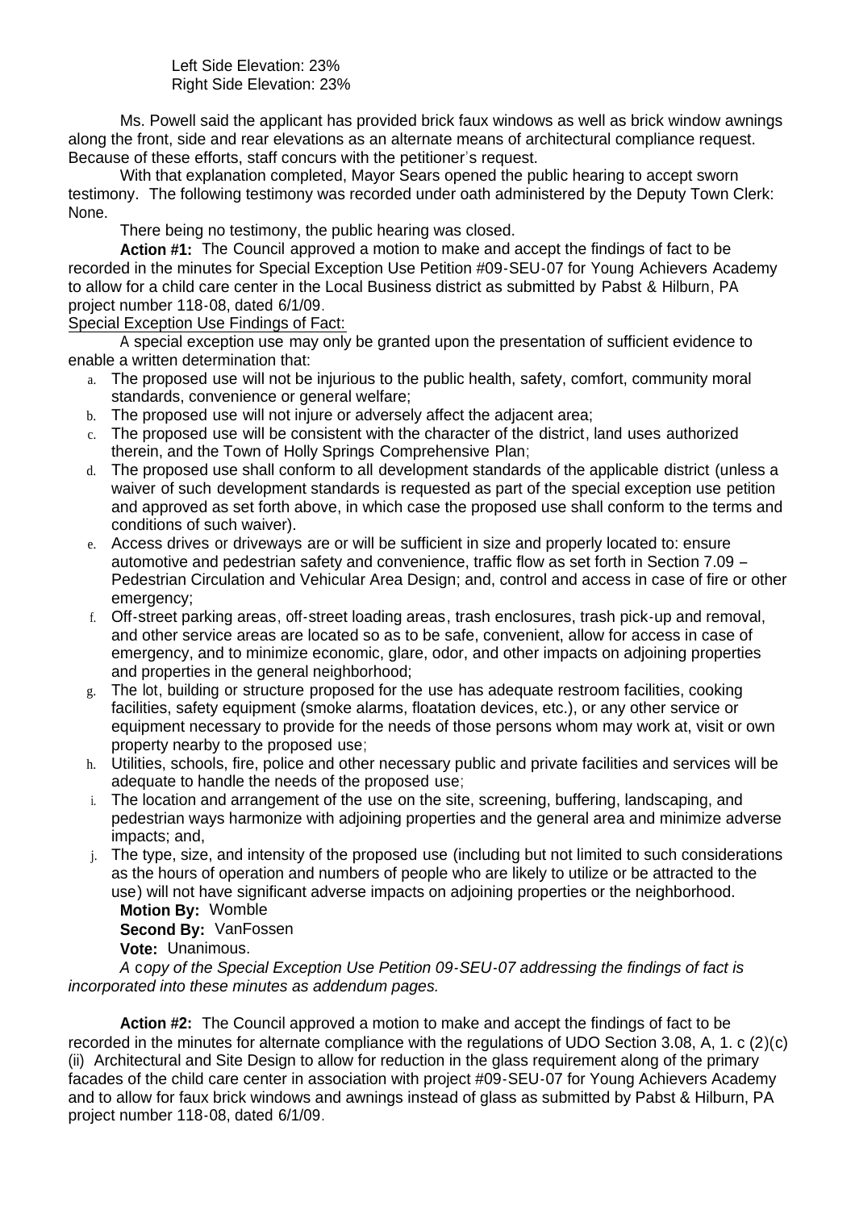Left Side Elevation: 23%
Right Side Elevation: 23%

Ms. Powell said the applicant has provided brick faux windows as well as brick window awnings along the front, side and rear elevations as an alternate means of architectural compliance request. Because of these efforts, staff concurs with the petitioner's request.

With that explanation completed, Mayor Sears opened the public hearing to accept sworn testimony. The following testimony was recorded under oath administered by the Deputy Town Clerk: None.

There being no testimony, the public hearing was closed.

**Action #1:** The Council approved a motion to make and accept the findings of fact to be recorded in the minutes for Special Exception Use Petition #09-SEU-07 for Young Achievers Academy to allow for a child care center in the Local Business district as submitted by Pabst & Hilburn, PA project number 118-08, dated 6/1/09.

Special Exception Use Findings of Fact:

A special exception use may only be granted upon the presentation of sufficient evidence to enable a written determination that:

a. The proposed use will not be injurious to the public health, safety, comfort, community moral standards, convenience or general welfare;
b. The proposed use will not injure or adversely affect the adjacent area;
c. The proposed use will be consistent with the character of the district, land uses authorized therein, and the Town of Holly Springs Comprehensive Plan;
d. The proposed use shall conform to all development standards of the applicable district (unless a waiver of such development standards is requested as part of the special exception use petition and approved as set forth above, in which case the proposed use shall conform to the terms and conditions of such waiver).
e. Access drives or driveways are or will be sufficient in size and properly located to: ensure automotive and pedestrian safety and convenience, traffic flow as set forth in Section 7.09 – Pedestrian Circulation and Vehicular Area Design; and, control and access in case of fire or other emergency;
f. Off-street parking areas, off-street loading areas, trash enclosures, trash pick-up and removal, and other service areas are located so as to be safe, convenient, allow for access in case of emergency, and to minimize economic, glare, odor, and other impacts on adjoining properties and properties in the general neighborhood;
g. The lot, building or structure proposed for the use has adequate restroom facilities, cooking facilities, safety equipment (smoke alarms, floatation devices, etc.), or any other service or equipment necessary to provide for the needs of those persons whom may work at, visit or own property nearby to the proposed use;
h. Utilities, schools, fire, police and other necessary public and private facilities and services will be adequate to handle the needs of the proposed use;
i. The location and arrangement of the use on the site, screening, buffering, landscaping, and pedestrian ways harmonize with adjoining properties and the general area and minimize adverse impacts; and,
j. The type, size, and intensity of the proposed use (including but not limited to such considerations as the hours of operation and numbers of people who are likely to utilize or be attracted to the use) will not have significant adverse impacts on adjoining properties or the neighborhood.

**Motion By:** Womble
**Second By:** VanFossen
**Vote:** Unanimous.

*A copy of the Special Exception Use Petition 09-SEU-07 addressing the findings of fact is incorporated into these minutes as addendum pages.*

**Action #2:** The Council approved a motion to make and accept the findings of fact to be recorded in the minutes for alternate compliance with the regulations of UDO Section 3.08, A, 1. c (2)(c) (ii) Architectural and Site Design to allow for reduction in the glass requirement along of the primary facades of the child care center in association with project #09-SEU-07 for Young Achievers Academy and to allow for faux brick windows and awnings instead of glass as submitted by Pabst & Hilburn, PA project number 118-08, dated 6/1/09.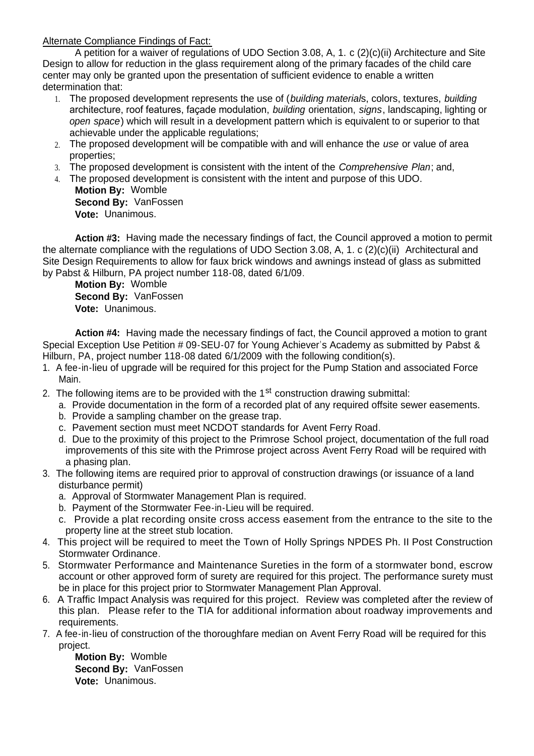Alternate Compliance Findings of Fact:

A petition for a waiver of regulations of UDO Section 3.08, A, 1. c (2)(c)(ii) Architecture and Site Design to allow for reduction in the glass requirement along of the primary facades of the child care center may only be granted upon the presentation of sufficient evidence to enable a written determination that:

1. The proposed development represents the use of (*building material*s, colors, textures, *building* architecture, roof features, façade modulation, *building* orientation, *signs*, landscaping, lighting or *open space*) which will result in a development pattern which is equivalent to or superior to that achievable under the applicable regulations;
2. The proposed development will be compatible with and will enhance the *use* or value of area properties;
3. The proposed development is consistent with the intent of the *Comprehensive Plan*; and,
4. The proposed development is consistent with the intent and purpose of this UDO.

**Motion By:** Womble
**Second By:** VanFossen
**Vote:** Unanimous.

**Action #3:** Having made the necessary findings of fact, the Council approved a motion to permit the alternate compliance with the regulations of UDO Section 3.08, A, 1. c (2)(c)(ii) Architectural and Site Design Requirements to allow for faux brick windows and awnings instead of glass as submitted by Pabst & Hilburn, PA project number 118-08, dated 6/1/09.

**Motion By:** Womble
**Second By:** VanFossen
**Vote:** Unanimous.

**Action #4:** Having made the necessary findings of fact, the Council approved a motion to grant Special Exception Use Petition # 09-SEU-07 for Young Achiever's Academy as submitted by Pabst & Hilburn, PA, project number 118-08 dated 6/1/2009 with the following condition(s).

1. A fee-in-lieu of upgrade will be required for this project for the Pump Station and associated Force Main.
2. The following items are to be provided with the 1st construction drawing submittal:
   a. Provide documentation in the form of a recorded plat of any required offsite sewer easements.
   b. Provide a sampling chamber on the grease trap.
   c. Pavement section must meet NCDOT standards for Avent Ferry Road.
   d. Due to the proximity of this project to the Primrose School project, documentation of the full road improvements of this site with the Primrose project across Avent Ferry Road will be required with a phasing plan.
3. The following items are required prior to approval of construction drawings (or issuance of a land disturbance permit)
   a. Approval of Stormwater Management Plan is required.
   b. Payment of the Stormwater Fee-in-Lieu will be required.
   c. Provide a plat recording onsite cross access easement from the entrance to the site to the property line at the street stub location.
4. This project will be required to meet the Town of Holly Springs NPDES Ph. II Post Construction Stormwater Ordinance.
5. Stormwater Performance and Maintenance Sureties in the form of a stormwater bond, escrow account or other approved form of surety are required for this project. The performance surety must be in place for this project prior to Stormwater Management Plan Approval.
6. A Traffic Impact Analysis was required for this project. Review was completed after the review of this plan. Please refer to the TIA for additional information about roadway improvements and requirements.
7. A fee-in-lieu of construction of the thoroughfare median on Avent Ferry Road will be required for this project.

**Motion By:** Womble
**Second By:** VanFossen
**Vote:** Unanimous.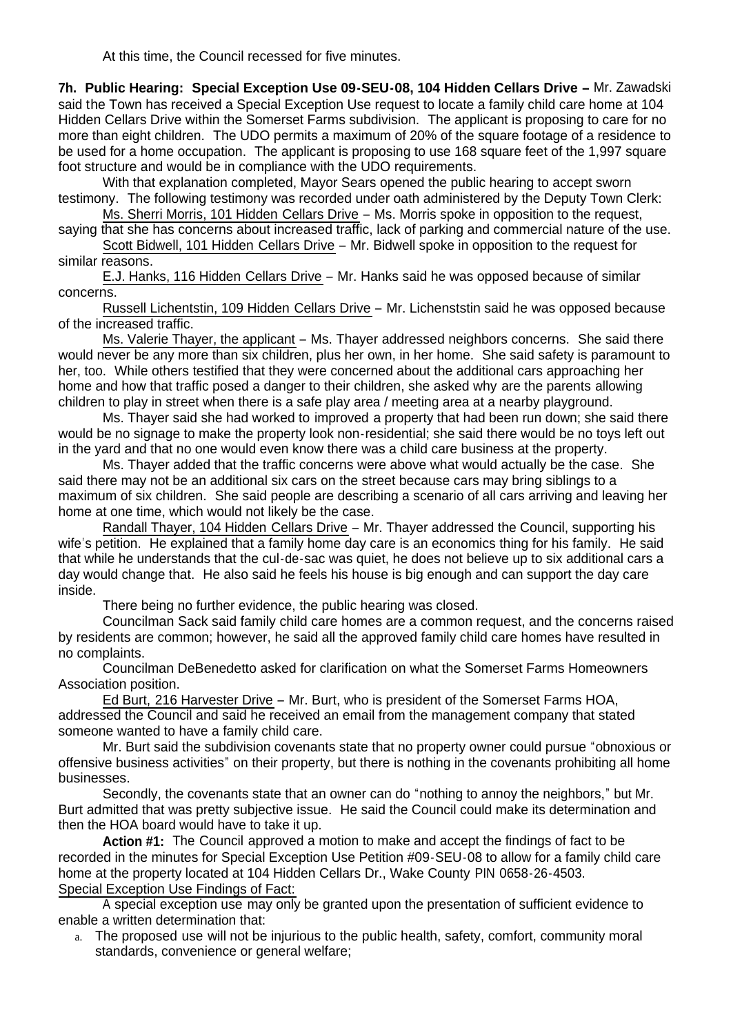At this time, the Council recessed for five minutes.

**7h. Public Hearing: Special Exception Use 09-SEU-08, 104 Hidden Cellars Drive –** Mr. Zawadski said the Town has received a Special Exception Use request to locate a family child care home at 104 Hidden Cellars Drive within the Somerset Farms subdivision. The applicant is proposing to care for no more than eight children. The UDO permits a maximum of 20% of the square footage of a residence to be used for a home occupation. The applicant is proposing to use 168 square feet of the 1,997 square foot structure and would be in compliance with the UDO requirements.

With that explanation completed, Mayor Sears opened the public hearing to accept sworn testimony. The following testimony was recorded under oath administered by the Deputy Town Clerk:

Ms. Sherri Morris, 101 Hidden Cellars Drive – Ms. Morris spoke in opposition to the request, saying that she has concerns about increased traffic, lack of parking and commercial nature of the use.

Scott Bidwell, 101 Hidden Cellars Drive – Mr. Bidwell spoke in opposition to the request for similar reasons.

E.J. Hanks, 116 Hidden Cellars Drive – Mr. Hanks said he was opposed because of similar concerns.

Russell Lichentstin, 109 Hidden Cellars Drive – Mr. Lichenststin said he was opposed because of the increased traffic.

Ms. Valerie Thayer, the applicant – Ms. Thayer addressed neighbors concerns. She said there would never be any more than six children, plus her own, in her home. She said safety is paramount to her, too. While others testified that they were concerned about the additional cars approaching her home and how that traffic posed a danger to their children, she asked why are the parents allowing children to play in street when there is a safe play area / meeting area at a nearby playground.

Ms. Thayer said she had worked to improved a property that had been run down; she said there would be no signage to make the property look non-residential; she said there would be no toys left out in the yard and that no one would even know there was a child care business at the property.

Ms. Thayer added that the traffic concerns were above what would actually be the case. She said there may not be an additional six cars on the street because cars may bring siblings to a maximum of six children. She said people are describing a scenario of all cars arriving and leaving her home at one time, which would not likely be the case.

Randall Thayer, 104 Hidden Cellars Drive – Mr. Thayer addressed the Council, supporting his wife's petition. He explained that a family home day care is an economics thing for his family. He said that while he understands that the cul-de-sac was quiet, he does not believe up to six additional cars a day would change that. He also said he feels his house is big enough and can support the day care inside.

There being no further evidence, the public hearing was closed.

Councilman Sack said family child care homes are a common request, and the concerns raised by residents are common; however, he said all the approved family child care homes have resulted in no complaints.

Councilman DeBenedetto asked for clarification on what the Somerset Farms Homeowners Association position.

Ed Burt, 216 Harvester Drive – Mr. Burt, who is president of the Somerset Farms HOA, addressed the Council and said he received an email from the management company that stated someone wanted to have a family child care.

Mr. Burt said the subdivision covenants state that no property owner could pursue "obnoxious or offensive business activities" on their property, but there is nothing in the covenants prohibiting all home businesses.

Secondly, the covenants state that an owner can do "nothing to annoy the neighbors," but Mr. Burt admitted that was pretty subjective issue. He said the Council could make its determination and then the HOA board would have to take it up.

**Action #1:** The Council approved a motion to make and accept the findings of fact to be recorded in the minutes for Special Exception Use Petition #09-SEU-08 to allow for a family child care home at the property located at 104 Hidden Cellars Dr., Wake County PIN 0658-26-4503.

Special Exception Use Findings of Fact:

A special exception use may only be granted upon the presentation of sufficient evidence to enable a written determination that:

a. The proposed use will not be injurious to the public health, safety, comfort, community moral standards, convenience or general welfare;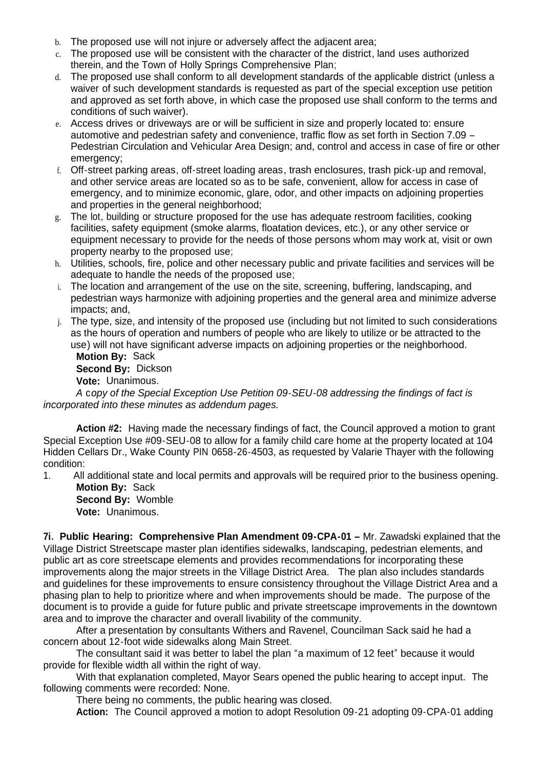b. The proposed use will not injure or adversely affect the adjacent area;
c. The proposed use will be consistent with the character of the district, land uses authorized therein, and the Town of Holly Springs Comprehensive Plan;
d. The proposed use shall conform to all development standards of the applicable district (unless a waiver of such development standards is requested as part of the special exception use petition and approved as set forth above, in which case the proposed use shall conform to the terms and conditions of such waiver).
e. Access drives or driveways are or will be sufficient in size and properly located to: ensure automotive and pedestrian safety and convenience, traffic flow as set forth in Section 7.09 – Pedestrian Circulation and Vehicular Area Design; and, control and access in case of fire or other emergency;
f. Off-street parking areas, off-street loading areas, trash enclosures, trash pick-up and removal, and other service areas are located so as to be safe, convenient, allow for access in case of emergency, and to minimize economic, glare, odor, and other impacts on adjoining properties and properties in the general neighborhood;
g. The lot, building or structure proposed for the use has adequate restroom facilities, cooking facilities, safety equipment (smoke alarms, floatation devices, etc.), or any other service or equipment necessary to provide for the needs of those persons whom may work at, visit or own property nearby to the proposed use;
h. Utilities, schools, fire, police and other necessary public and private facilities and services will be adequate to handle the needs of the proposed use;
i. The location and arrangement of the use on the site, screening, buffering, landscaping, and pedestrian ways harmonize with adjoining properties and the general area and minimize adverse impacts; and,
j. The type, size, and intensity of the proposed use (including but not limited to such considerations as the hours of operation and numbers of people who are likely to utilize or be attracted to the use) will not have significant adverse impacts on adjoining properties or the neighborhood.

**Motion By:** Sack
**Second By:** Dickson
**Vote:** Unanimous.

*A copy of the Special Exception Use Petition 09-SEU-08 addressing the findings of fact is incorporated into these minutes as addendum pages.*

**Action #2:** Having made the necessary findings of fact, the Council approved a motion to grant Special Exception Use #09-SEU-08 to allow for a family child care home at the property located at 104 Hidden Cellars Dr., Wake County PIN 0658-26-4503, as requested by Valarie Thayer with the following condition:

1. All additional state and local permits and approvals will be required prior to the business opening.

**Motion By:** Sack
**Second By:** Womble
**Vote:** Unanimous.

**7i. Public Hearing: Comprehensive Plan Amendment 09-CPA-01 –** Mr. Zawadski explained that the Village District Streetscape master plan identifies sidewalks, landscaping, pedestrian elements, and public art as core streetscape elements and provides recommendations for incorporating these improvements along the major streets in the Village District Area. The plan also includes standards and guidelines for these improvements to ensure consistency throughout the Village District Area and a phasing plan to help to prioritize where and when improvements should be made. The purpose of the document is to provide a guide for future public and private streetscape improvements in the downtown area and to improve the character and overall livability of the community.

After a presentation by consultants Withers and Ravenel, Councilman Sack said he had a concern about 12-foot wide sidewalks along Main Street.

The consultant said it was better to label the plan "a maximum of 12 feet" because it would provide for flexible width all within the right of way.

With that explanation completed, Mayor Sears opened the public hearing to accept input. The following comments were recorded: None.

There being no comments, the public hearing was closed.

**Action:** The Council approved a motion to adopt Resolution 09-21 adopting 09-CPA-01 adding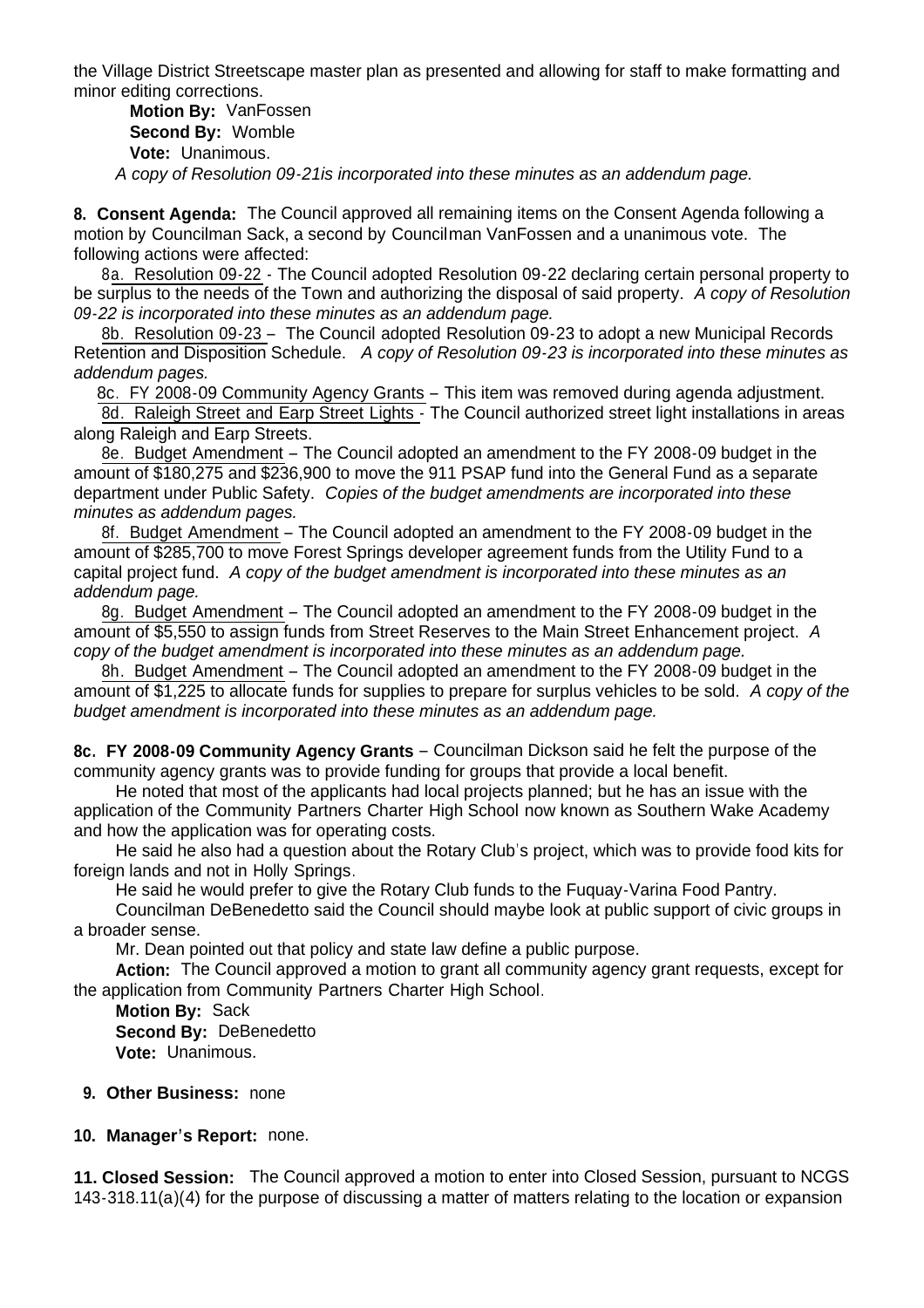the Village District Streetscape master plan as presented and allowing for staff to make formatting and minor editing corrections.

**Motion By:** VanFossen
**Second By:** Womble
**Vote:** Unanimous.

*A copy of Resolution 09-21is incorporated into these minutes as an addendum page.*

**8. Consent Agenda:** The Council approved all remaining items on the Consent Agenda following a motion by Councilman Sack, a second by Councilman VanFossen and a unanimous vote. The following actions were affected:

8a. Resolution 09-22 - The Council adopted Resolution 09-22 declaring certain personal property to be surplus to the needs of the Town and authorizing the disposal of said property. *A copy of Resolution 09-22 is incorporated into these minutes as an addendum page.*

8b. Resolution 09-23 – The Council adopted Resolution 09-23 to adopt a new Municipal Records Retention and Disposition Schedule. *A copy of Resolution 09-23 is incorporated into these minutes as addendum pages.*

8c. FY 2008-09 Community Agency Grants – This item was removed during agenda adjustment.

8d. Raleigh Street and Earp Street Lights - The Council authorized street light installations in areas along Raleigh and Earp Streets.

8e. Budget Amendment – The Council adopted an amendment to the FY 2008-09 budget in the amount of $180,275 and $236,900 to move the 911 PSAP fund into the General Fund as a separate department under Public Safety. *Copies of the budget amendments are incorporated into these minutes as addendum pages.*

8f. Budget Amendment – The Council adopted an amendment to the FY 2008-09 budget in the amount of $285,700 to move Forest Springs developer agreement funds from the Utility Fund to a capital project fund. *A copy of the budget amendment is incorporated into these minutes as an addendum page.*

8g. Budget Amendment – The Council adopted an amendment to the FY 2008-09 budget in the amount of $5,550 to assign funds from Street Reserves to the Main Street Enhancement project. *A copy of the budget amendment is incorporated into these minutes as an addendum page.*

8h. Budget Amendment – The Council adopted an amendment to the FY 2008-09 budget in the amount of $1,225 to allocate funds for supplies to prepare for surplus vehicles to be sold. *A copy of the budget amendment is incorporated into these minutes as an addendum page.*

**8c. FY 2008-09 Community Agency Grants** – Councilman Dickson said he felt the purpose of the community agency grants was to provide funding for groups that provide a local benefit.

He noted that most of the applicants had local projects planned; but he has an issue with the application of the Community Partners Charter High School now known as Southern Wake Academy and how the application was for operating costs.

He said he also had a question about the Rotary Club's project, which was to provide food kits for foreign lands and not in Holly Springs.

He said he would prefer to give the Rotary Club funds to the Fuquay-Varina Food Pantry.

Councilman DeBenedetto said the Council should maybe look at public support of civic groups in a broader sense.

Mr. Dean pointed out that policy and state law define a public purpose.

**Action:** The Council approved a motion to grant all community agency grant requests, except for the application from Community Partners Charter High School.

**Motion By:** Sack
**Second By:** DeBenedetto
**Vote:** Unanimous.

**9. Other Business:** none

**10. Manager's Report:** none.

**11. Closed Session:** The Council approved a motion to enter into Closed Session, pursuant to NCGS 143-318.11(a)(4) for the purpose of discussing a matter of matters relating to the location or expansion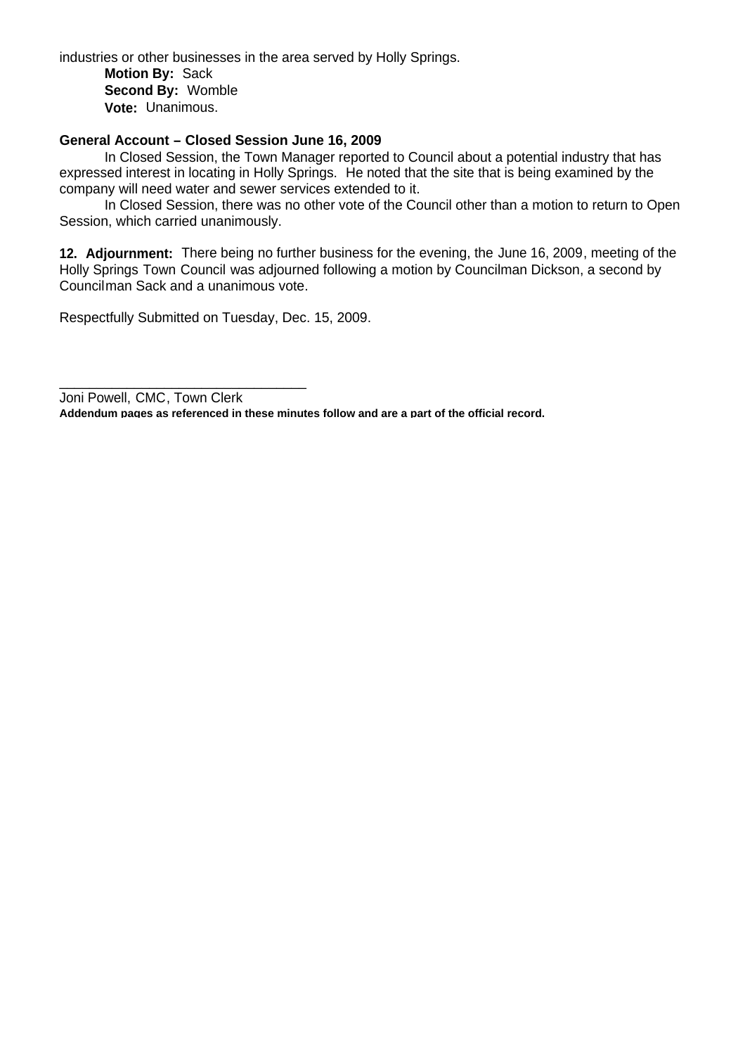industries or other businesses in the area served by Holly Springs.

**Motion By:** Sack
**Second By:** Womble
**Vote:** Unanimous.

**General Account – Closed Session June 16, 2009**

In Closed Session, the Town Manager reported to Council about a potential industry that has expressed interest in locating in Holly Springs. He noted that the site that is being examined by the company will need water and sewer services extended to it.

In Closed Session, there was no other vote of the Council other than a motion to return to Open Session, which carried unanimously.

**12. Adjournment:** There being no further business for the evening, the June 16, 2009, meeting of the Holly Springs Town Council was adjourned following a motion by Councilman Dickson, a second by Councilman Sack and a unanimous vote.

Respectfully Submitted on Tuesday, Dec. 15, 2009.

\_\_\_\_\_\_\_\_\_\_\_\_\_\_\_\_\_\_\_\_\_\_\_\_\_\_\_\_\_\_\_\_\_\_

Joni Powell, CMC, Town Clerk

**Addendum pages as referenced in these minutes follow and are a part of the official record.**